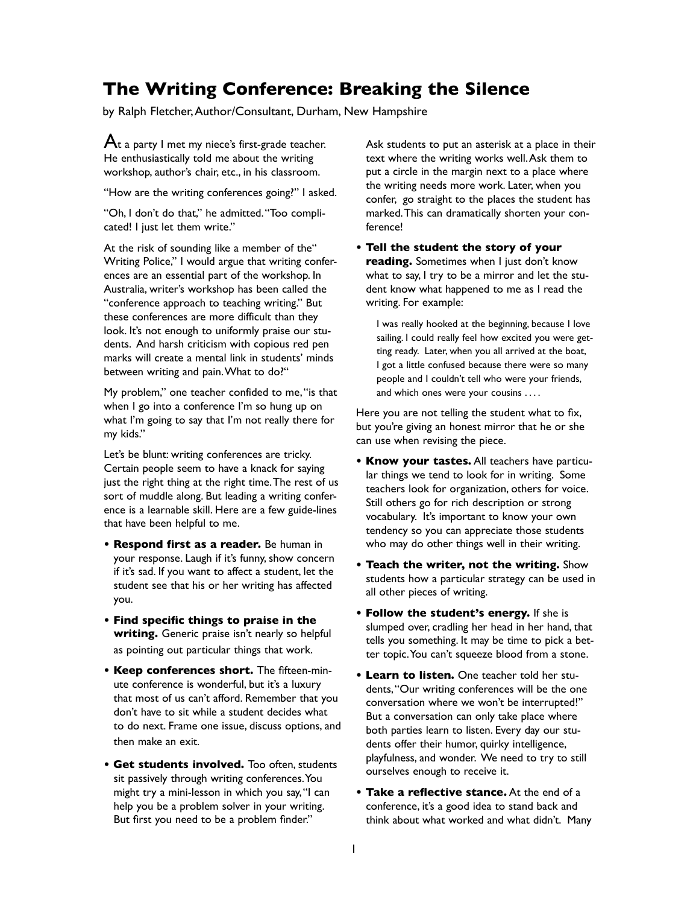# The Writing Conference: Breaking the Silence

by Ralph Fletcher, Author/Consultant, Durham, New Hampshire

At a party I met my niece's first-grade teacher. He enthusiastically told me about the writing workshop, author's chair, etc., in his classroom.

"How are the writing conferences going?" I asked.

"Oh, I don't do that," he admitted. "Too complicated! I just let them write."

At the risk of sounding like a member of the "Writing Police," I would argue that writing conferences are an essential part of the workshop. In Australia, writer's workshop has been called the "conference approach to teaching writing." But these conferences are more difficult than they look. It's not enough to uniformly praise our students. And harsh criticism with copious red pen marks will create a mental link in students' minds between writing and pain. What to do?

"My problem," one teacher confided to me, "is that when I go into a conference I'm so hung up on what I'm going to say that I'm not really there for my kids."

Let's be blunt: writing conferences are tricky. Certain people seem to have a knack for saying just the right thing at the right time. The rest of us sort of muddle along. But leading a writing conference is a learnable skill. Here are a few guide-lines that have been helpful to me.

- **Respond first as a reader.** Be human in your response. Laugh if it's funny, show concern if it's sad. If you want to affect a student, let the student see that his or her writing has affected you.
- **Find specific things to praise in the writing.** Generic praise isn't nearly so helpful as pointing out particular things that work.
- **Keep conferences short.** The fifteen-minute conference is wonderful, but it's a luxury that most of us can't afford. Remember that you don't have to sit while a student decides what to do next. Frame one issue, discuss options, and then make an exit.
- **Get students involved.** Too often, students sit passively through writing conferences. You might try a mini-lesson in which you say, "I can help you be a problem solver in your writing. But first you need to be a problem finder."

  Ask students to put an asterisk at a place in their text where the writing works well. Ask them to put a circle in the margin next to a place where the writing needs more work. Later, when you confer, go straight to the places the student has marked. This can dramatically shorten your conference!
- **Tell the student the story of your reading.** Sometimes when I just don't know what to say, I try to be a mirror and let the student know what happened to me as I read the writing. For example:

  > I was really hooked at the beginning, because I love sailing. I could really feel how excited you were getting ready. Later, when you all arrived at the boat, I got a little confused because there were so many people and I couldn't tell who were your friends, and which ones were your cousins . . . .

Here you are not telling the student what to fix, but you're giving an honest mirror that he or she can use when revising the piece.

- **Know your tastes.** All teachers have particular things we tend to look for in writing. Some teachers look for organization, others for voice. Still others go for rich description or strong vocabulary. It's important to know your own tendency so you can appreciate those students who may do other things well in their writing.
- **Teach the writer, not the writing.** Show students how a particular strategy can be used in all other pieces of writing.
- **Follow the student's energy.** If she is slumped over, cradling her head in her hand, that tells you something. It may be time to pick a better topic. You can't squeeze blood from a stone.
- **Learn to listen.** One teacher told her students, "Our writing conferences will be the one conversation where we won't be interrupted!" But a conversation can only take place where both parties learn to listen. Every day our students offer their humor, quirky intelligence, playfulness, and wonder. We need to try to still ourselves enough to receive it.
- **Take a reflective stance.** At the end of a conference, it's a good idea to stand back and think about what worked and what didn't. Many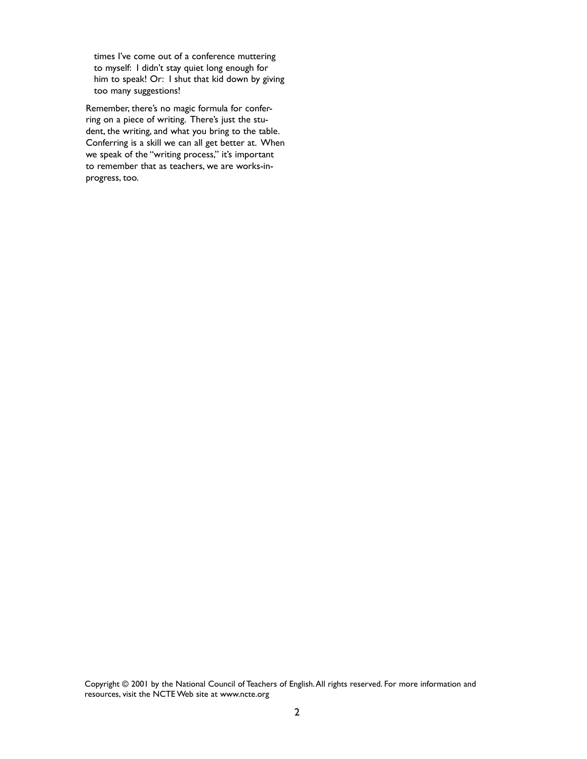times I've come out of a conference muttering to myself: I didn't stay quiet long enough for him to speak! Or: I shut that kid down by giving too many suggestions!

Remember, there's no magic formula for conferring on a piece of writing. There's just the student, the writing, and what you bring to the table. Conferring is a skill we can all get better at. When we speak of the "writing process," it's important to remember that as teachers, we are works-in-progress, too.

Copyright © 2001 by the National Council of Teachers of English. All rights reserved. For more information and resources, visit the NCTE Web site at www.ncte.org